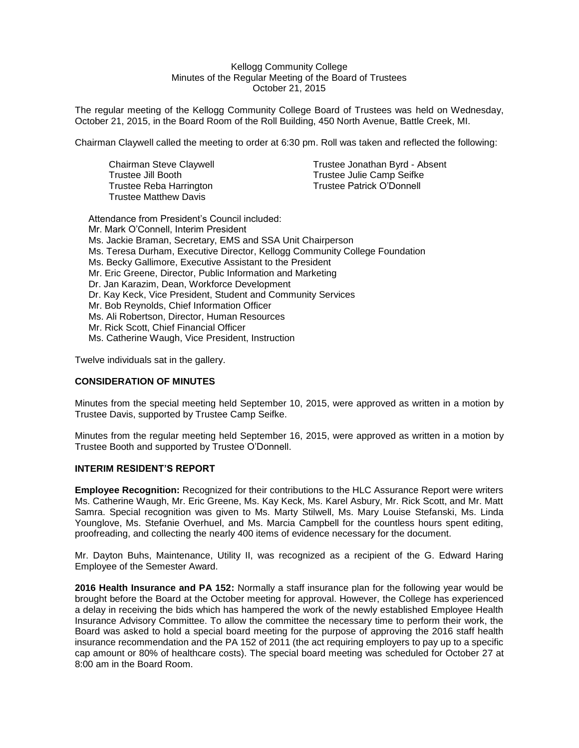Kellogg Community College
Minutes of the Regular Meeting of the Board of Trustees
October 21, 2015

The regular meeting of the Kellogg Community College Board of Trustees was held on Wednesday, October 21, 2015, in the Board Room of the Roll Building, 450 North Avenue, Battle Creek, MI.

Chairman Claywell called the meeting to order at 6:30 pm. Roll was taken and reflected the following:

Chairman Steve Claywell
Trustee Jill Booth
Trustee Reba Harrington
Trustee Matthew Davis
Trustee Jonathan Byrd - Absent
Trustee Julie Camp Seifke
Trustee Patrick O'Donnell

Attendance from President's Council included:
Mr. Mark O'Connell, Interim President
Ms. Jackie Braman, Secretary, EMS and SSA Unit Chairperson
Ms. Teresa Durham, Executive Director, Kellogg Community College Foundation
Ms. Becky Gallimore, Executive Assistant to the President
Mr. Eric Greene, Director, Public Information and Marketing
Dr. Jan Karazim, Dean, Workforce Development
Dr. Kay Keck, Vice President, Student and Community Services
Mr. Bob Reynolds, Chief Information Officer
Ms. Ali Robertson, Director, Human Resources
Mr. Rick Scott, Chief Financial Officer
Ms. Catherine Waugh, Vice President, Instruction

Twelve individuals sat in the gallery.

**CONSIDERATION OF MINUTES**

Minutes from the special meeting held September 10, 2015, were approved as written in a motion by Trustee Davis, supported by Trustee Camp Seifke.

Minutes from the regular meeting held September 16, 2015, were approved as written in a motion by Trustee Booth and supported by Trustee O'Donnell.

**INTERIM RESIDENT'S REPORT**

**Employee Recognition:** Recognized for their contributions to the HLC Assurance Report were writers Ms. Catherine Waugh, Mr. Eric Greene, Ms. Kay Keck, Ms. Karel Asbury, Mr. Rick Scott, and Mr. Matt Samra. Special recognition was given to Ms. Marty Stilwell, Ms. Mary Louise Stefanski, Ms. Linda Younglove, Ms. Stefanie Overhuel, and Ms. Marcia Campbell for the countless hours spent editing, proofreading, and collecting the nearly 400 items of evidence necessary for the document.

Mr. Dayton Buhs, Maintenance, Utility II, was recognized as a recipient of the G. Edward Haring Employee of the Semester Award.

**2016 Health Insurance and PA 152:** Normally a staff insurance plan for the following year would be brought before the Board at the October meeting for approval. However, the College has experienced a delay in receiving the bids which has hampered the work of the newly established Employee Health Insurance Advisory Committee. To allow the committee the necessary time to perform their work, the Board was asked to hold a special board meeting for the purpose of approving the 2016 staff health insurance recommendation and the PA 152 of 2011 (the act requiring employers to pay up to a specific cap amount or 80% of healthcare costs). The special board meeting was scheduled for October 27 at 8:00 am in the Board Room.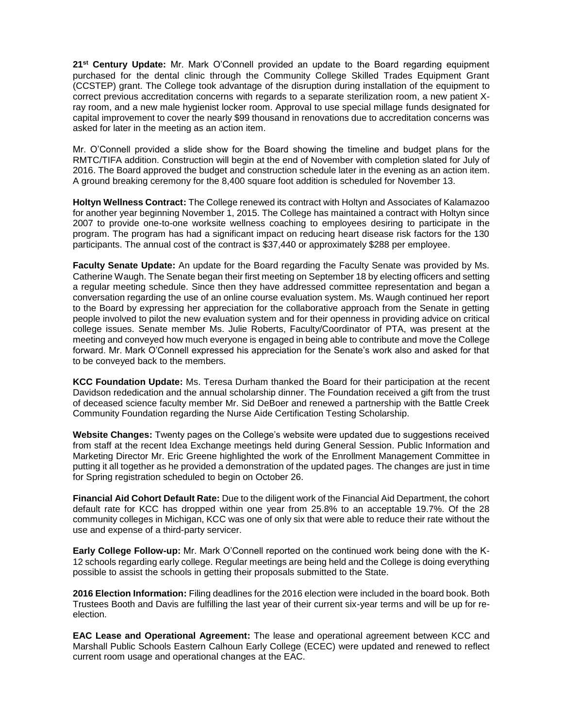**21st Century Update:** Mr. Mark O'Connell provided an update to the Board regarding equipment purchased for the dental clinic through the Community College Skilled Trades Equipment Grant (CCSTEP) grant. The College took advantage of the disruption during installation of the equipment to correct previous accreditation concerns with regards to a separate sterilization room, a new patient X-ray room, and a new male hygienist locker room. Approval to use special millage funds designated for capital improvement to cover the nearly $99 thousand in renovations due to accreditation concerns was asked for later in the meeting as an action item.

Mr. O'Connell provided a slide show for the Board showing the timeline and budget plans for the RMTC/TIFA addition. Construction will begin at the end of November with completion slated for July of 2016. The Board approved the budget and construction schedule later in the evening as an action item. A ground breaking ceremony for the 8,400 square foot addition is scheduled for November 13.

**Holtyn Wellness Contract:** The College renewed its contract with Holtyn and Associates of Kalamazoo for another year beginning November 1, 2015. The College has maintained a contract with Holtyn since 2007 to provide one-to-one worksite wellness coaching to employees desiring to participate in the program. The program has had a significant impact on reducing heart disease risk factors for the 130 participants. The annual cost of the contract is $37,440 or approximately $288 per employee.

**Faculty Senate Update:** An update for the Board regarding the Faculty Senate was provided by Ms. Catherine Waugh. The Senate began their first meeting on September 18 by electing officers and setting a regular meeting schedule. Since then they have addressed committee representation and began a conversation regarding the use of an online course evaluation system. Ms. Waugh continued her report to the Board by expressing her appreciation for the collaborative approach from the Senate in getting people involved to pilot the new evaluation system and for their openness in providing advice on critical college issues. Senate member Ms. Julie Roberts, Faculty/Coordinator of PTA, was present at the meeting and conveyed how much everyone is engaged in being able to contribute and move the College forward. Mr. Mark O'Connell expressed his appreciation for the Senate's work also and asked for that to be conveyed back to the members.

**KCC Foundation Update:** Ms. Teresa Durham thanked the Board for their participation at the recent Davidson rededication and the annual scholarship dinner. The Foundation received a gift from the trust of deceased science faculty member Mr. Sid DeBoer and renewed a partnership with the Battle Creek Community Foundation regarding the Nurse Aide Certification Testing Scholarship.

**Website Changes:** Twenty pages on the College's website were updated due to suggestions received from staff at the recent Idea Exchange meetings held during General Session. Public Information and Marketing Director Mr. Eric Greene highlighted the work of the Enrollment Management Committee in putting it all together as he provided a demonstration of the updated pages. The changes are just in time for Spring registration scheduled to begin on October 26.

**Financial Aid Cohort Default Rate:** Due to the diligent work of the Financial Aid Department, the cohort default rate for KCC has dropped within one year from 25.8% to an acceptable 19.7%. Of the 28 community colleges in Michigan, KCC was one of only six that were able to reduce their rate without the use and expense of a third-party servicer.

**Early College Follow-up:** Mr. Mark O'Connell reported on the continued work being done with the K-12 schools regarding early college. Regular meetings are being held and the College is doing everything possible to assist the schools in getting their proposals submitted to the State.

**2016 Election Information:** Filing deadlines for the 2016 election were included in the board book. Both Trustees Booth and Davis are fulfilling the last year of their current six-year terms and will be up for re-election.

**EAC Lease and Operational Agreement:** The lease and operational agreement between KCC and Marshall Public Schools Eastern Calhoun Early College (ECEC) were updated and renewed to reflect current room usage and operational changes at the EAC.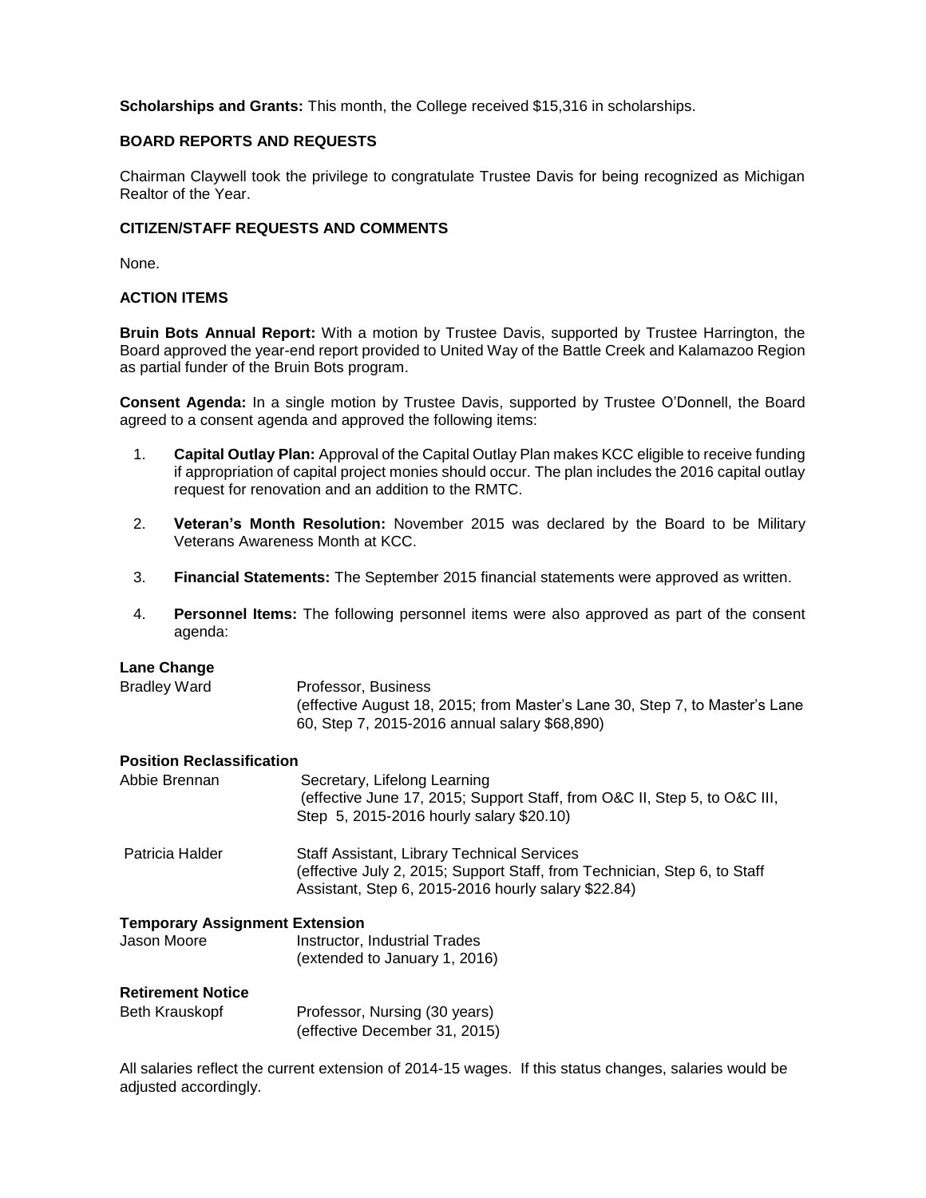**Scholarships and Grants:** This month, the College received $15,316 in scholarships.

### BOARD REPORTS AND REQUESTS

Chairman Claywell took the privilege to congratulate Trustee Davis for being recognized as Michigan Realtor of the Year.

### CITIZEN/STAFF REQUESTS AND COMMENTS

None.

### ACTION ITEMS

**Bruin Bots Annual Report:** With a motion by Trustee Davis, supported by Trustee Harrington, the Board approved the year-end report provided to United Way of the Battle Creek and Kalamazoo Region as partial funder of the Bruin Bots program.

**Consent Agenda:** In a single motion by Trustee Davis, supported by Trustee O'Donnell, the Board agreed to a consent agenda and approved the following items:

1. **Capital Outlay Plan:** Approval of the Capital Outlay Plan makes KCC eligible to receive funding if appropriation of capital project monies should occur. The plan includes the 2016 capital outlay request for renovation and an addition to the RMTC.

2. **Veteran's Month Resolution:** November 2015 was declared by the Board to be Military Veterans Awareness Month at KCC.

3. **Financial Statements:** The September 2015 financial statements were approved as written.

4. **Personnel Items:** The following personnel items were also approved as part of the consent agenda:

**Lane Change**

Bradley Ward — Professor, Business
(effective August 18, 2015; from Master's Lane 30, Step 7, to Master's Lane 60, Step 7, 2015-2016 annual salary $68,890)

**Position Reclassification**

Abbie Brennan — Secretary, Lifelong Learning
(effective June 17, 2015; Support Staff, from O&C II, Step 5, to O&C III, Step 5, 2015-2016 hourly salary $20.10)

Patricia Halder — Staff Assistant, Library Technical Services
(effective July 2, 2015; Support Staff, from Technician, Step 6, to Staff Assistant, Step 6, 2015-2016 hourly salary $22.84)

**Temporary Assignment Extension**

Jason Moore — Instructor, Industrial Trades
(extended to January 1, 2016)

**Retirement Notice**

Beth Krauskopf — Professor, Nursing (30 years)
(effective December 31, 2015)

All salaries reflect the current extension of 2014-15 wages. If this status changes, salaries would be adjusted accordingly.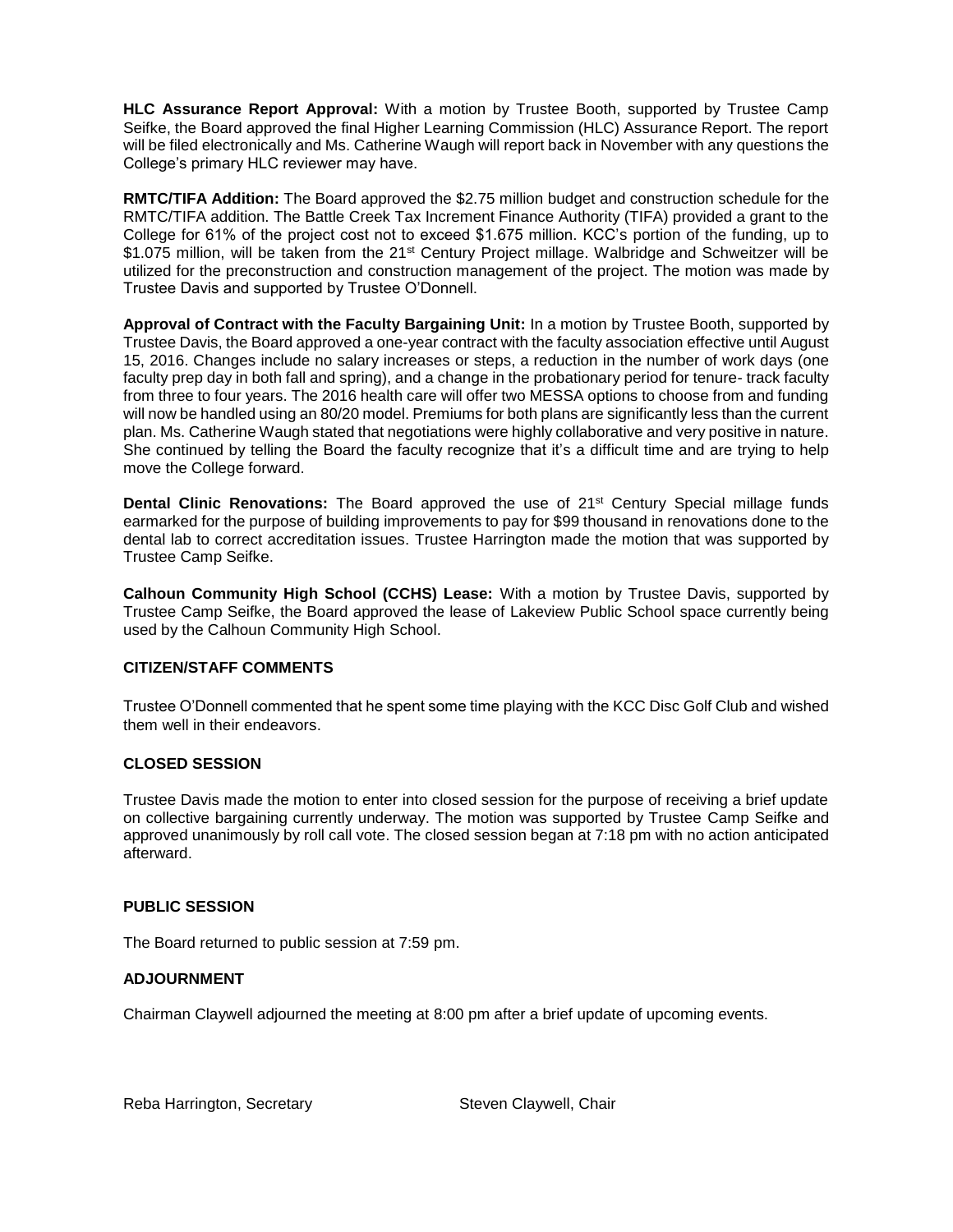**HLC Assurance Report Approval:** With a motion by Trustee Booth, supported by Trustee Camp Seifke, the Board approved the final Higher Learning Commission (HLC) Assurance Report. The report will be filed electronically and Ms. Catherine Waugh will report back in November with any questions the College's primary HLC reviewer may have.

**RMTC/TIFA Addition:** The Board approved the $2.75 million budget and construction schedule for the RMTC/TIFA addition. The Battle Creek Tax Increment Finance Authority (TIFA) provided a grant to the College for 61% of the project cost not to exceed $1.675 million. KCC's portion of the funding, up to $1.075 million, will be taken from the 21st Century Project millage. Walbridge and Schweitzer will be utilized for the preconstruction and construction management of the project. The motion was made by Trustee Davis and supported by Trustee O'Donnell.

**Approval of Contract with the Faculty Bargaining Unit:** In a motion by Trustee Booth, supported by Trustee Davis, the Board approved a one-year contract with the faculty association effective until August 15, 2016. Changes include no salary increases or steps, a reduction in the number of work days (one faculty prep day in both fall and spring), and a change in the probationary period for tenure- track faculty from three to four years. The 2016 health care will offer two MESSA options to choose from and funding will now be handled using an 80/20 model. Premiums for both plans are significantly less than the current plan. Ms. Catherine Waugh stated that negotiations were highly collaborative and very positive in nature. She continued by telling the Board the faculty recognize that it's a difficult time and are trying to help move the College forward.

**Dental Clinic Renovations:** The Board approved the use of 21st Century Special millage funds earmarked for the purpose of building improvements to pay for $99 thousand in renovations done to the dental lab to correct accreditation issues. Trustee Harrington made the motion that was supported by Trustee Camp Seifke.

**Calhoun Community High School (CCHS) Lease:** With a motion by Trustee Davis, supported by Trustee Camp Seifke, the Board approved the lease of Lakeview Public School space currently being used by the Calhoun Community High School.

**CITIZEN/STAFF COMMENTS**

Trustee O'Donnell commented that he spent some time playing with the KCC Disc Golf Club and wished them well in their endeavors.

**CLOSED SESSION**

Trustee Davis made the motion to enter into closed session for the purpose of receiving a brief update on collective bargaining currently underway. The motion was supported by Trustee Camp Seifke and approved unanimously by roll call vote. The closed session began at 7:18 pm with no action anticipated afterward.

**PUBLIC SESSION**

The Board returned to public session at 7:59 pm.

**ADJOURNMENT**

Chairman Claywell adjourned the meeting at 8:00 pm after a brief update of upcoming events.

Reba Harrington, Secretary

Steven Claywell, Chair